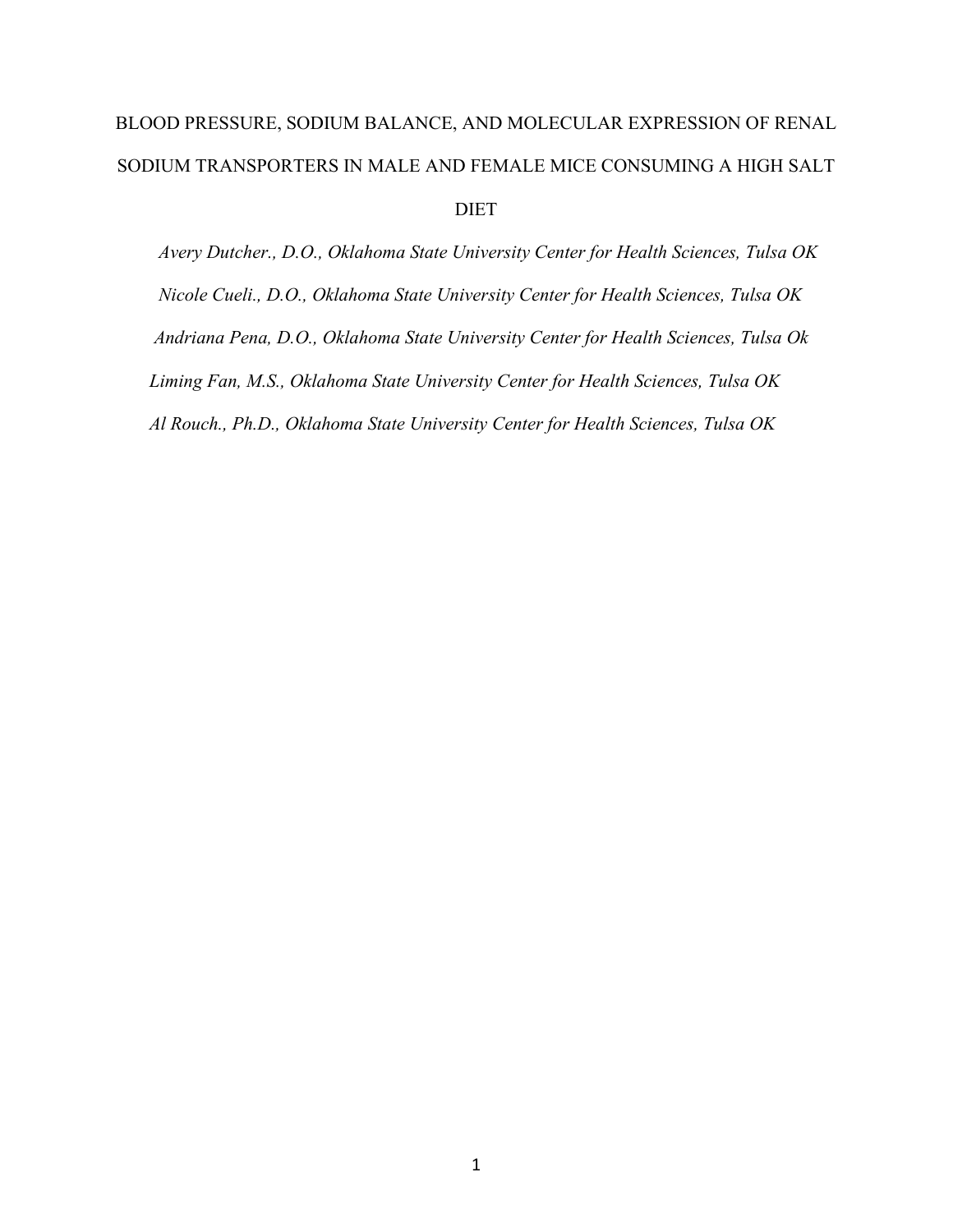# BLOOD PRESSURE, SODIUM BALANCE, AND MOLECULAR EXPRESSION OF RENAL SODIUM TRANSPORTERS IN MALE AND FEMALE MICE CONSUMING A HIGH SALT DIET

*Avery Dutcher., D.O., Oklahoma State University Center for Health Sciences, Tulsa OK*

*Nicole Cueli., D.O., Oklahoma State University Center for Health Sciences, Tulsa OK*

*Andriana Pena, D.O., Oklahoma State University Center for Health Sciences, Tulsa Ok*

*Liming Fan, M.S., Oklahoma State University Center for Health Sciences, Tulsa OK*

*Al Rouch., Ph.D., Oklahoma State University Center for Health Sciences, Tulsa OK*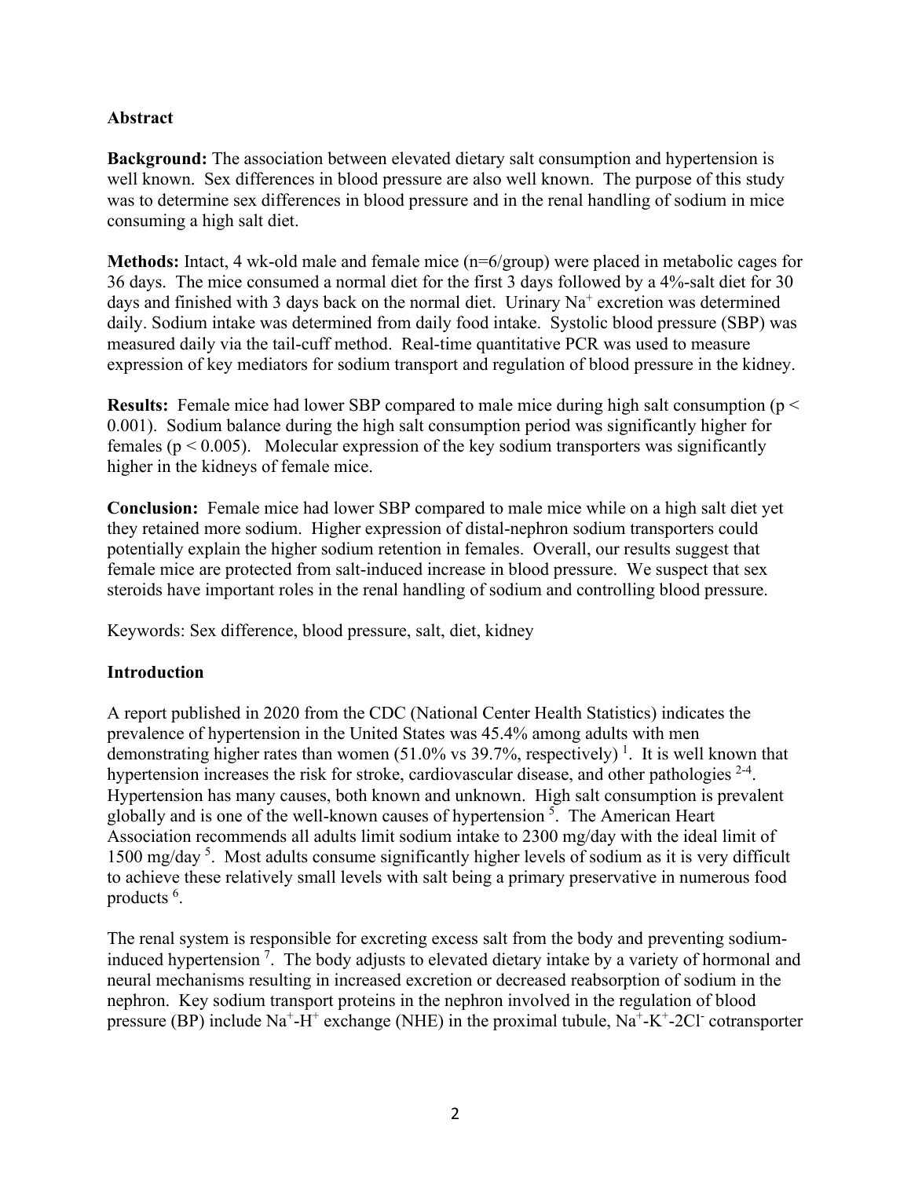## Abstract

**Background:** The association between elevated dietary salt consumption and hypertension is well known. Sex differences in blood pressure are also well known. The purpose of this study was to determine sex differences in blood pressure and in the renal handling of sodium in mice consuming a high salt diet.

**Methods:** Intact, 4 wk-old male and female mice (n=6/group) were placed in metabolic cages for 36 days. The mice consumed a normal diet for the first 3 days followed by a 4%-salt diet for 30 days and finished with 3 days back on the normal diet. Urinary $Na^+$ excretion was determined daily. Sodium intake was determined from daily food intake. Systolic blood pressure (SBP) was measured daily via the tail-cuff method. Real-time quantitative PCR was used to measure expression of key mediators for sodium transport and regulation of blood pressure in the kidney.

**Results:** Female mice had lower SBP compared to male mice during high salt consumption ($p < 0.001$). Sodium balance during the high salt consumption period was significantly higher for females ($p < 0.005$). Molecular expression of the key sodium transporters was significantly higher in the kidneys of female mice.

**Conclusion:** Female mice had lower SBP compared to male mice while on a high salt diet yet they retained more sodium. Higher expression of distal-nephron sodium transporters could potentially explain the higher sodium retention in females. Overall, our results suggest that female mice are protected from salt-induced increase in blood pressure. We suspect that sex steroids have important roles in the renal handling of sodium and controlling blood pressure.

Keywords: Sex difference, blood pressure, salt, diet, kidney

## Introduction

A report published in 2020 from the CDC (National Center Health Statistics) indicates the prevalence of hypertension in the United States was 45.4% among adults with men demonstrating higher rates than women (51.0% vs 39.7%, respectively) [1]. It is well known that hypertension increases the risk for stroke, cardiovascular disease, and other pathologies [2-4]. Hypertension has many causes, both known and unknown. High salt consumption is prevalent globally and is one of the well-known causes of hypertension [5]. The American Heart Association recommends all adults limit sodium intake to 2300 mg/day with the ideal limit of 1500 mg/day [5]. Most adults consume significantly higher levels of sodium as it is very difficult to achieve these relatively small levels with salt being a primary preservative in numerous food products [6].

The renal system is responsible for excreting excess salt from the body and preventing sodium-induced hypertension [7]. The body adjusts to elevated dietary intake by a variety of hormonal and neural mechanisms resulting in increased excretion or decreased reabsorption of sodium in the nephron. Key sodium transport proteins in the nephron involved in the regulation of blood pressure (BP) include $Na^+$-$H^+$ exchange (NHE) in the proximal tubule, $Na^+$-$K^+$-$2Cl^-$ cotransporter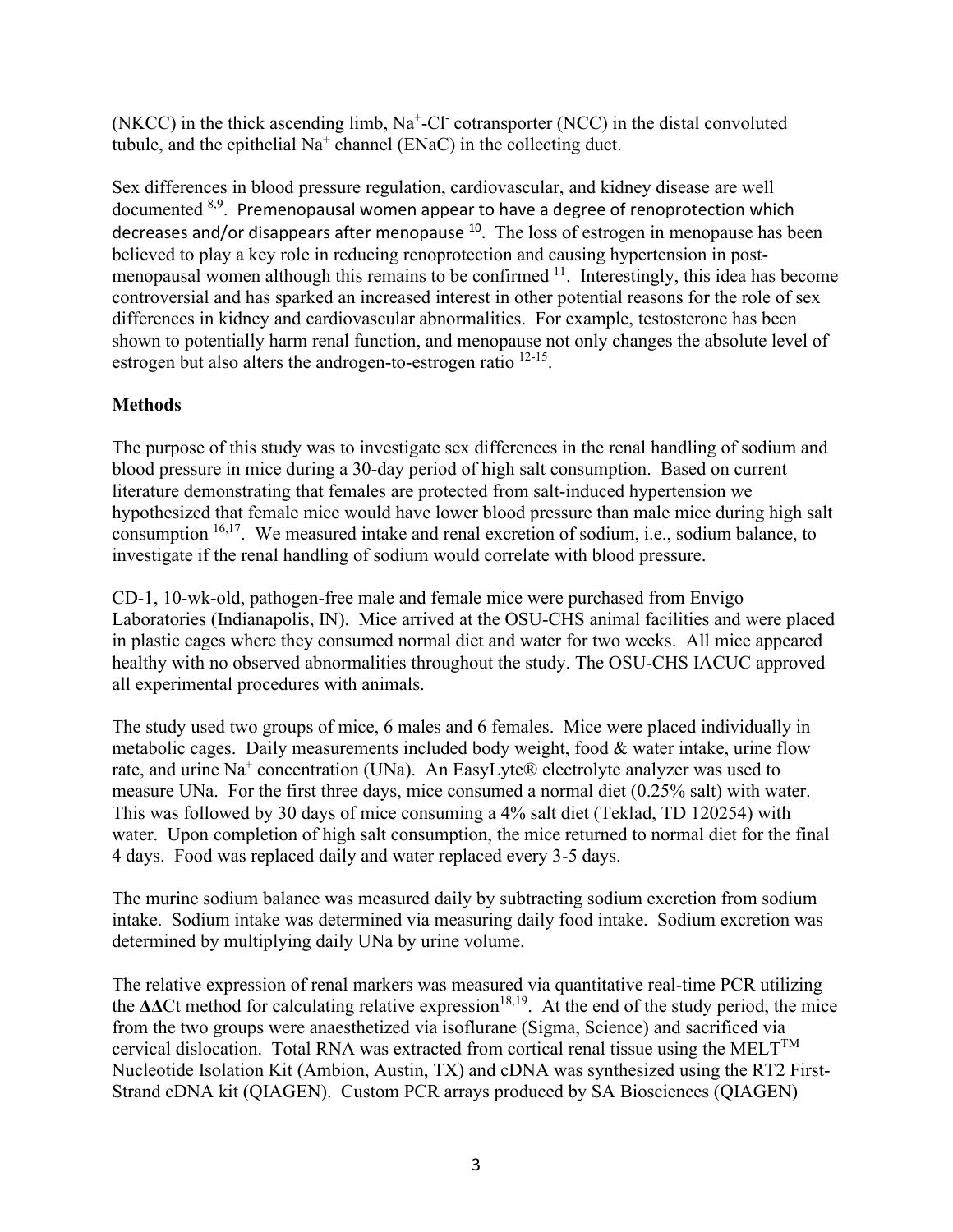(NKCC) in the thick ascending limb, $Na^+$-$Cl^-$ cotransporter (NCC) in the distal convoluted tubule, and the epithelial $Na^+$ channel (ENaC) in the collecting duct.

Sex differences in blood pressure regulation, cardiovascular, and kidney disease are well documented [8,9]. Premenopausal women appear to have a degree of renoprotection which decreases and/or disappears after menopause [10]. The loss of estrogen in menopause has been believed to play a key role in reducing renoprotection and causing hypertension in post-menopausal women although this remains to be confirmed [11]. Interestingly, this idea has become controversial and has sparked an increased interest in other potential reasons for the role of sex differences in kidney and cardiovascular abnormalities. For example, testosterone has been shown to potentially harm renal function, and menopause not only changes the absolute level of estrogen but also alters the androgen-to-estrogen ratio [12-15].

## Methods

The purpose of this study was to investigate sex differences in the renal handling of sodium and blood pressure in mice during a 30-day period of high salt consumption. Based on current literature demonstrating that females are protected from salt-induced hypertension we hypothesized that female mice would have lower blood pressure than male mice during high salt consumption [16,17]. We measured intake and renal excretion of sodium, i.e., sodium balance, to investigate if the renal handling of sodium would correlate with blood pressure.

CD-1, 10-wk-old, pathogen-free male and female mice were purchased from Envigo Laboratories (Indianapolis, IN). Mice arrived at the OSU-CHS animal facilities and were placed in plastic cages where they consumed normal diet and water for two weeks. All mice appeared healthy with no observed abnormalities throughout the study. The OSU-CHS IACUC approved all experimental procedures with animals.

The study used two groups of mice, 6 males and 6 females. Mice were placed individually in metabolic cages. Daily measurements included body weight, food & water intake, urine flow rate, and urine $Na^+$ concentration (UNa). An EasyLyte® electrolyte analyzer was used to measure UNa. For the first three days, mice consumed a normal diet (0.25% salt) with water. This was followed by 30 days of mice consuming a 4% salt diet (Teklad, TD 120254) with water. Upon completion of high salt consumption, the mice returned to normal diet for the final 4 days. Food was replaced daily and water replaced every 3-5 days.

The murine sodium balance was measured daily by subtracting sodium excretion from sodium intake. Sodium intake was determined via measuring daily food intake. Sodium excretion was determined by multiplying daily UNa by urine volume.

The relative expression of renal markers was measured via quantitative real-time PCR utilizing the **ΔΔ**Ct method for calculating relative expression[18,19]. At the end of the study period, the mice from the two groups were anaesthetized via isoflurane (Sigma, Science) and sacrificed via cervical dislocation. Total RNA was extracted from cortical renal tissue using the MELT™ Nucleotide Isolation Kit (Ambion, Austin, TX) and cDNA was synthesized using the RT2 First-Strand cDNA kit (QIAGEN). Custom PCR arrays produced by SA Biosciences (QIAGEN)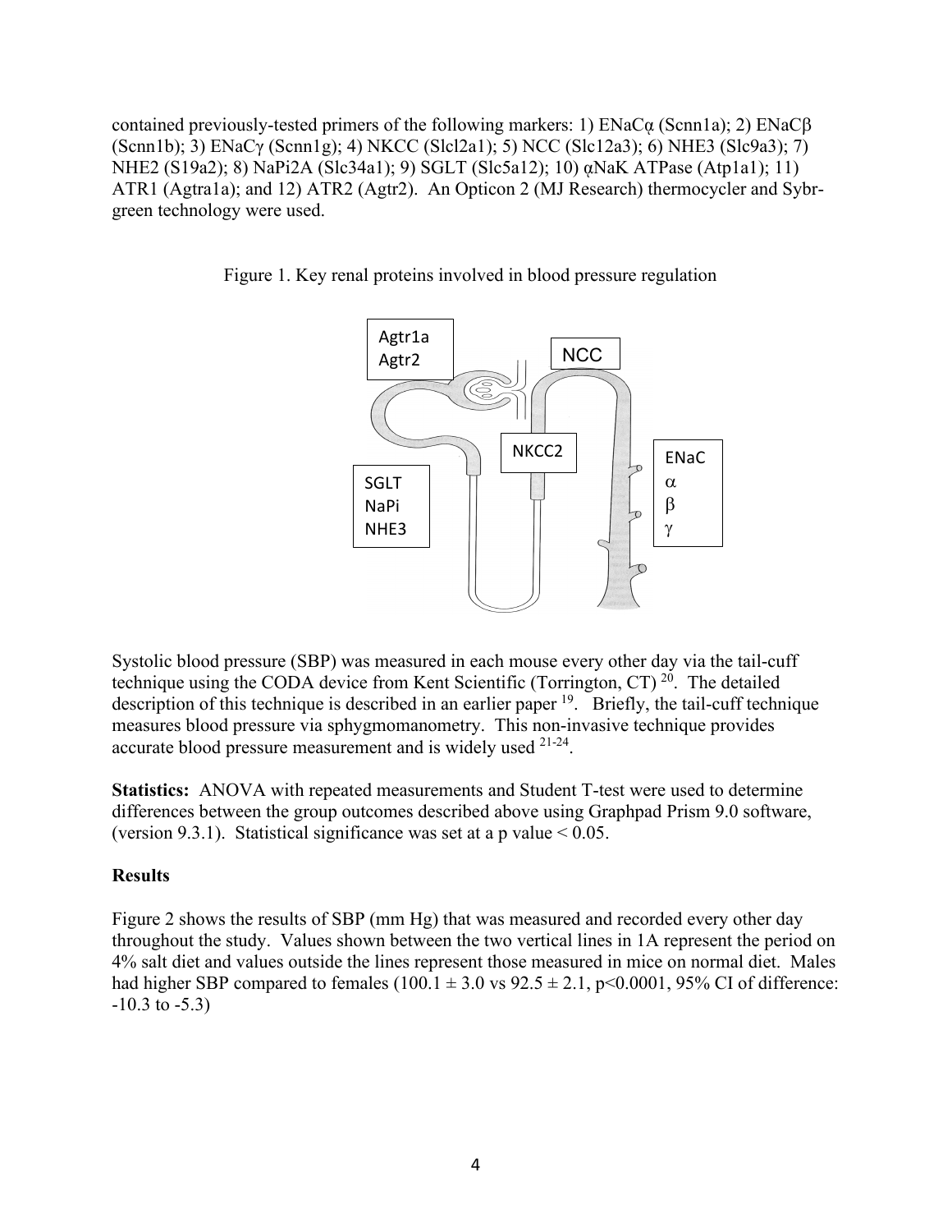contained previously-tested primers of the following markers: 1) ENaCα (Scnn1a); 2) ENaCβ (Scnn1b); 3) ENaCγ (Scnn1g); 4) NKCC (Slcl2a1); 5) NCC (Slc12a3); 6) NHE3 (Slc9a3); 7) NHE2 (S19a2); 8) NaPi2A (Slc34a1); 9) SGLT (Slc5a12); 10) αNaK ATPase (Atp1a1); 11) ATR1 (Agtra1a); and 12) ATR2 (Agtr2). An Opticon 2 (MJ Research) thermocycler and Sybr-green technology were used.

Figure 1. Key renal proteins involved in blood pressure regulation

Systolic blood pressure (SBP) was measured in each mouse every other day via the tail-cuff technique using the CODA device from Kent Scientific (Torrington, CT) [20]. The detailed description of this technique is described in an earlier paper [19]. Briefly, the tail-cuff technique measures blood pressure via sphygmomanometry. This non-invasive technique provides accurate blood pressure measurement and is widely used [21-24].

**Statistics:** ANOVA with repeated measurements and Student T-test were used to determine differences between the group outcomes described above using Graphpad Prism 9.0 software, (version 9.3.1). Statistical significance was set at a p value $< 0.05$.

## Results

Figure 2 shows the results of SBP (mm Hg) that was measured and recorded every other day throughout the study. Values shown between the two vertical lines in 1A represent the period on 4% salt diet and values outside the lines represent those measured in mice on normal diet. Males had higher SBP compared to females ($100.1 \pm 3.0$ vs $92.5 \pm 2.1$, $p<0.0001$, 95% CI of difference: -10.3 to -5.3)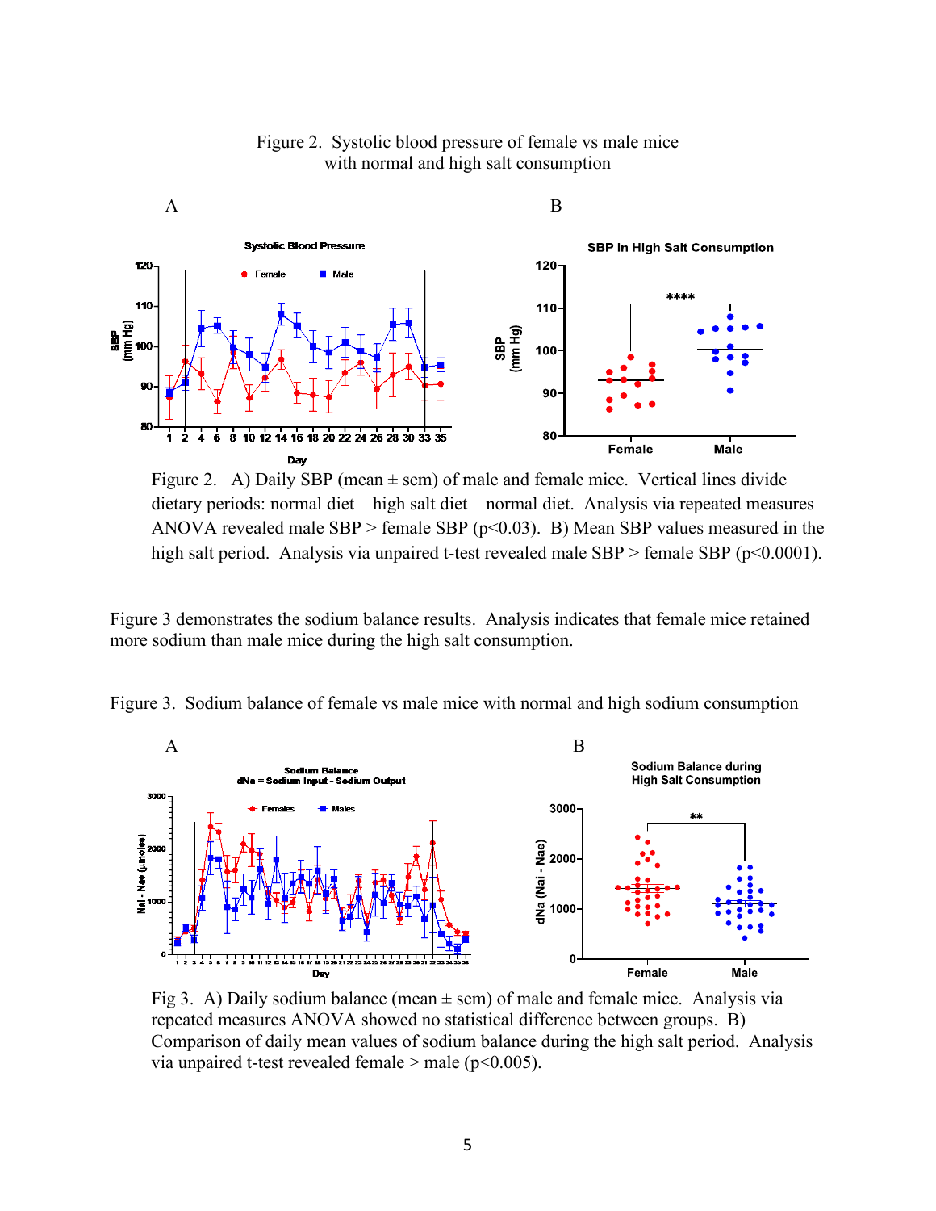Figure 2. Systolic blood pressure of female vs male mice with normal and high salt consumption

Figure 2. A) Daily SBP (mean ± sem) of male and female mice. Vertical lines divide dietary periods: normal diet – high salt diet – normal diet. Analysis via repeated measures ANOVA revealed male SBP > female SBP ($p<0.03$). B) Mean SBP values measured in the high salt period. Analysis via unpaired t-test revealed male SBP > female SBP ($p<0.0001$).

Figure 3 demonstrates the sodium balance results. Analysis indicates that female mice retained more sodium than male mice during the high salt consumption.

Figure 3. Sodium balance of female vs male mice with normal and high sodium consumption

Fig 3. A) Daily sodium balance (mean ± sem) of male and female mice. Analysis via repeated measures ANOVA showed no statistical difference between groups. B) Comparison of daily mean values of sodium balance during the high salt period. Analysis via unpaired t-test revealed female > male ($p<0.005$).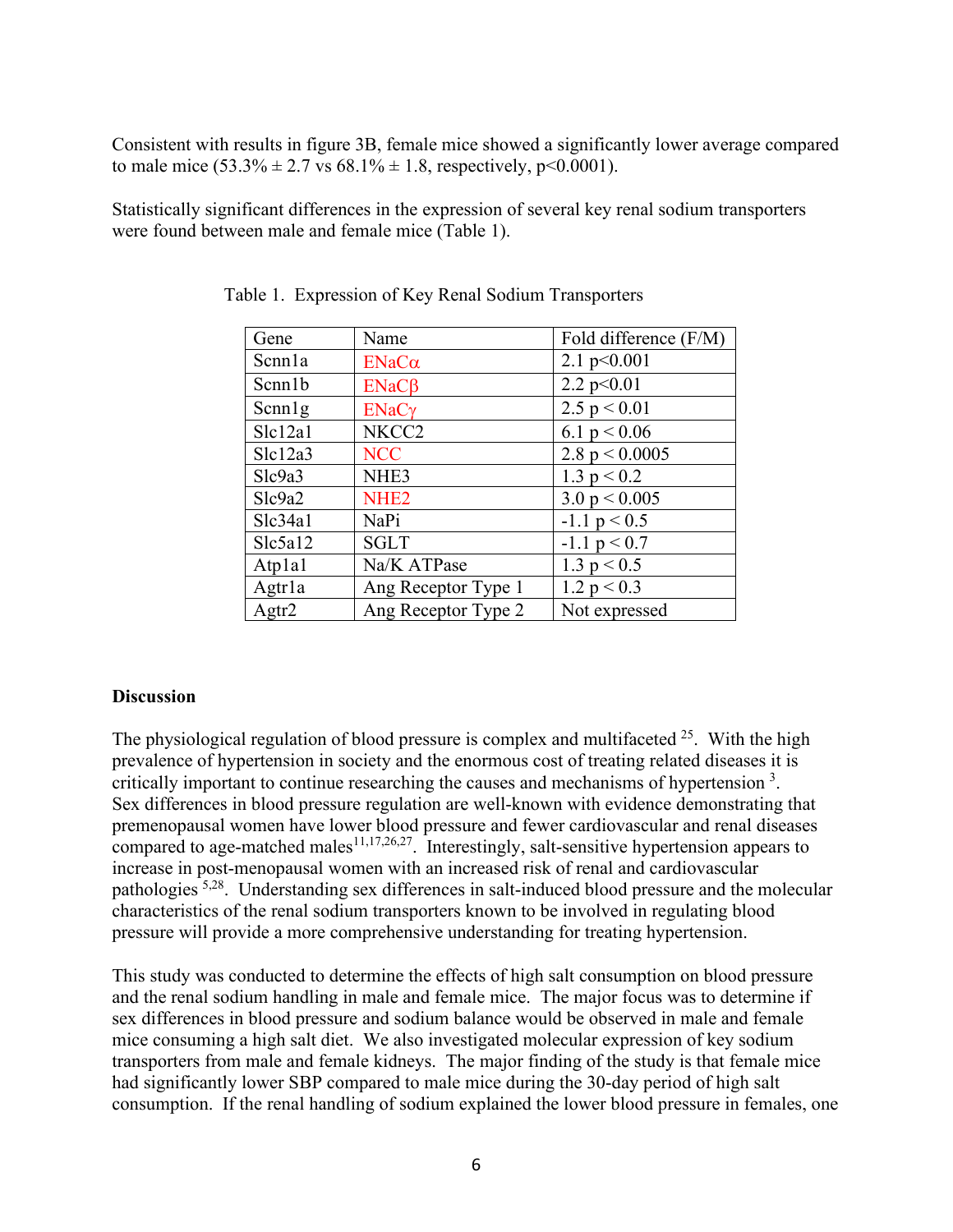Consistent with results in figure 3B, female mice showed a significantly lower average compared to male mice (53.3% ± 2.7 vs 68.1% ± 1.8, respectively, $p<0.0001$).

Statistically significant differences in the expression of several key renal sodium transporters were found between male and female mice (Table 1).

Table 1. Expression of Key Renal Sodium Transporters

| Gene | Name | Fold difference (F/M) |
|---|---|---|
| Scnn1a | ENaCα | 2.1 $p<0.001$ |
| Scnn1b | ENaCβ | 2.2 $p<0.01$ |
| Scnn1g | ENaCγ | 2.5 $p < 0.01$ |
| Slc12a1 | NKCC2 | 6.1 $p < 0.06$ |
| Slc12a3 | NCC | 2.8 $p < 0.0005$ |
| Slc9a3 | NHE3 | 1.3 $p < 0.2$ |
| Slc9a2 | NHE2 | 3.0 $p < 0.005$ |
| Slc34a1 | NaPi | -1.1 $p < 0.5$ |
| Slc5a12 | SGLT | -1.1 $p < 0.7$ |
| Atp1a1 | Na/K ATPase | 1.3 $p < 0.5$ |
| Agtr1a | Ang Receptor Type 1 | 1.2 $p < 0.3$ |
| Agtr2 | Ang Receptor Type 2 | Not expressed |

## Discussion

The physiological regulation of blood pressure is complex and multifaceted [25]. With the high prevalence of hypertension in society and the enormous cost of treating related diseases it is critically important to continue researching the causes and mechanisms of hypertension [3]. Sex differences in blood pressure regulation are well-known with evidence demonstrating that premenopausal women have lower blood pressure and fewer cardiovascular and renal diseases compared to age-matched males[11,17,26,27]. Interestingly, salt-sensitive hypertension appears to increase in post-menopausal women with an increased risk of renal and cardiovascular pathologies [5,28]. Understanding sex differences in salt-induced blood pressure and the molecular characteristics of the renal sodium transporters known to be involved in regulating blood pressure will provide a more comprehensive understanding for treating hypertension.

This study was conducted to determine the effects of high salt consumption on blood pressure and the renal sodium handling in male and female mice. The major focus was to determine if sex differences in blood pressure and sodium balance would be observed in male and female mice consuming a high salt diet. We also investigated molecular expression of key sodium transporters from male and female kidneys. The major finding of the study is that female mice had significantly lower SBP compared to male mice during the 30-day period of high salt consumption. If the renal handling of sodium explained the lower blood pressure in females, one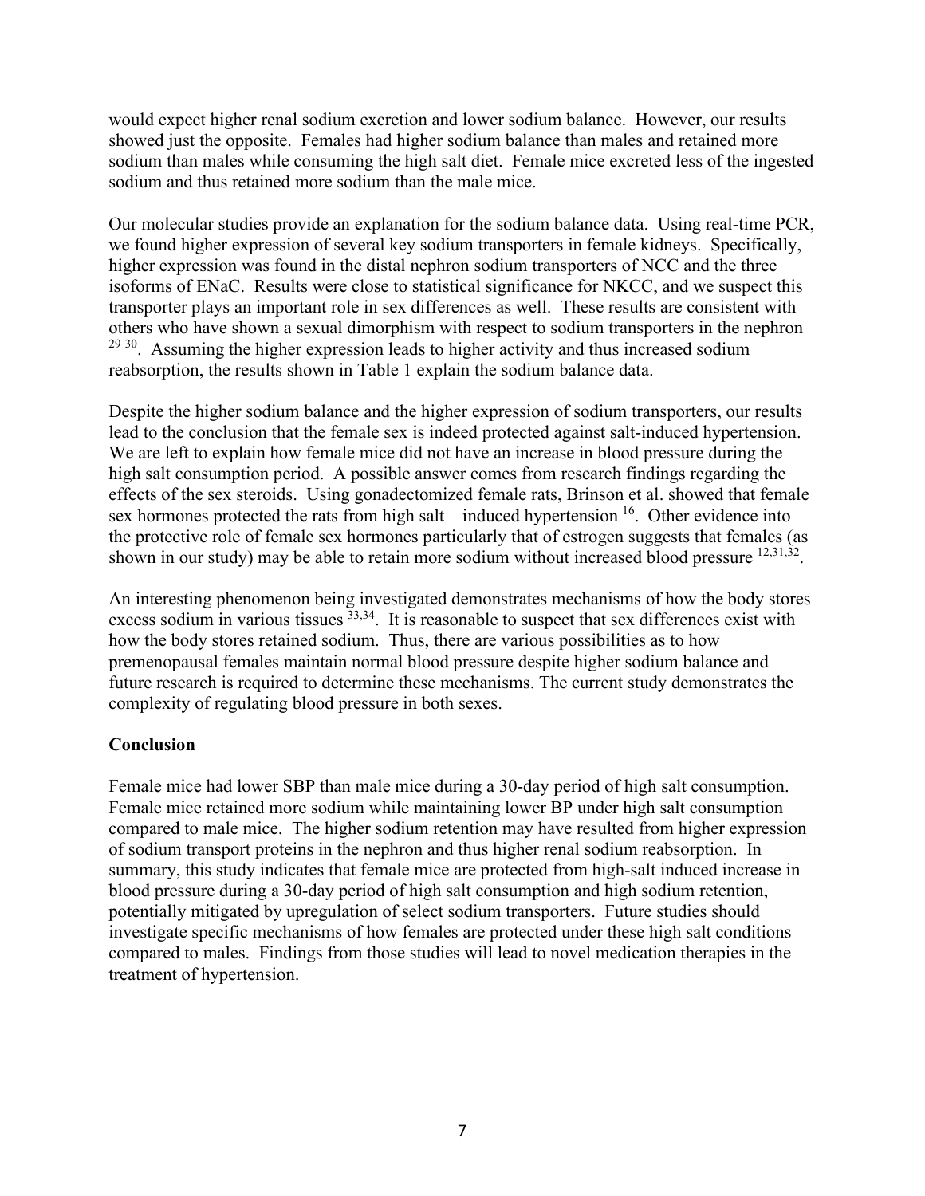would expect higher renal sodium excretion and lower sodium balance. However, our results showed just the opposite. Females had higher sodium balance than males and retained more sodium than males while consuming the high salt diet. Female mice excreted less of the ingested sodium and thus retained more sodium than the male mice.

Our molecular studies provide an explanation for the sodium balance data. Using real-time PCR, we found higher expression of several key sodium transporters in female kidneys. Specifically, higher expression was found in the distal nephron sodium transporters of NCC and the three isoforms of ENaC. Results were close to statistical significance for NKCC, and we suspect this transporter plays an important role in sex differences as well. These results are consistent with others who have shown a sexual dimorphism with respect to sodium transporters in the nephron [29 30]. Assuming the higher expression leads to higher activity and thus increased sodium reabsorption, the results shown in Table 1 explain the sodium balance data.

Despite the higher sodium balance and the higher expression of sodium transporters, our results lead to the conclusion that the female sex is indeed protected against salt-induced hypertension. We are left to explain how female mice did not have an increase in blood pressure during the high salt consumption period. A possible answer comes from research findings regarding the effects of the sex steroids. Using gonadectomized female rats, Brinson et al. showed that female sex hormones protected the rats from high salt – induced hypertension [16]. Other evidence into the protective role of female sex hormones particularly that of estrogen suggests that females (as shown in our study) may be able to retain more sodium without increased blood pressure [12,31,32].

An interesting phenomenon being investigated demonstrates mechanisms of how the body stores excess sodium in various tissues [33,34]. It is reasonable to suspect that sex differences exist with how the body stores retained sodium. Thus, there are various possibilities as to how premenopausal females maintain normal blood pressure despite higher sodium balance and future research is required to determine these mechanisms. The current study demonstrates the complexity of regulating blood pressure in both sexes.

## Conclusion

Female mice had lower SBP than male mice during a 30-day period of high salt consumption. Female mice retained more sodium while maintaining lower BP under high salt consumption compared to male mice. The higher sodium retention may have resulted from higher expression of sodium transport proteins in the nephron and thus higher renal sodium reabsorption. In summary, this study indicates that female mice are protected from high-salt induced increase in blood pressure during a 30-day period of high salt consumption and high sodium retention, potentially mitigated by upregulation of select sodium transporters. Future studies should investigate specific mechanisms of how females are protected under these high salt conditions compared to males. Findings from those studies will lead to novel medication therapies in the treatment of hypertension.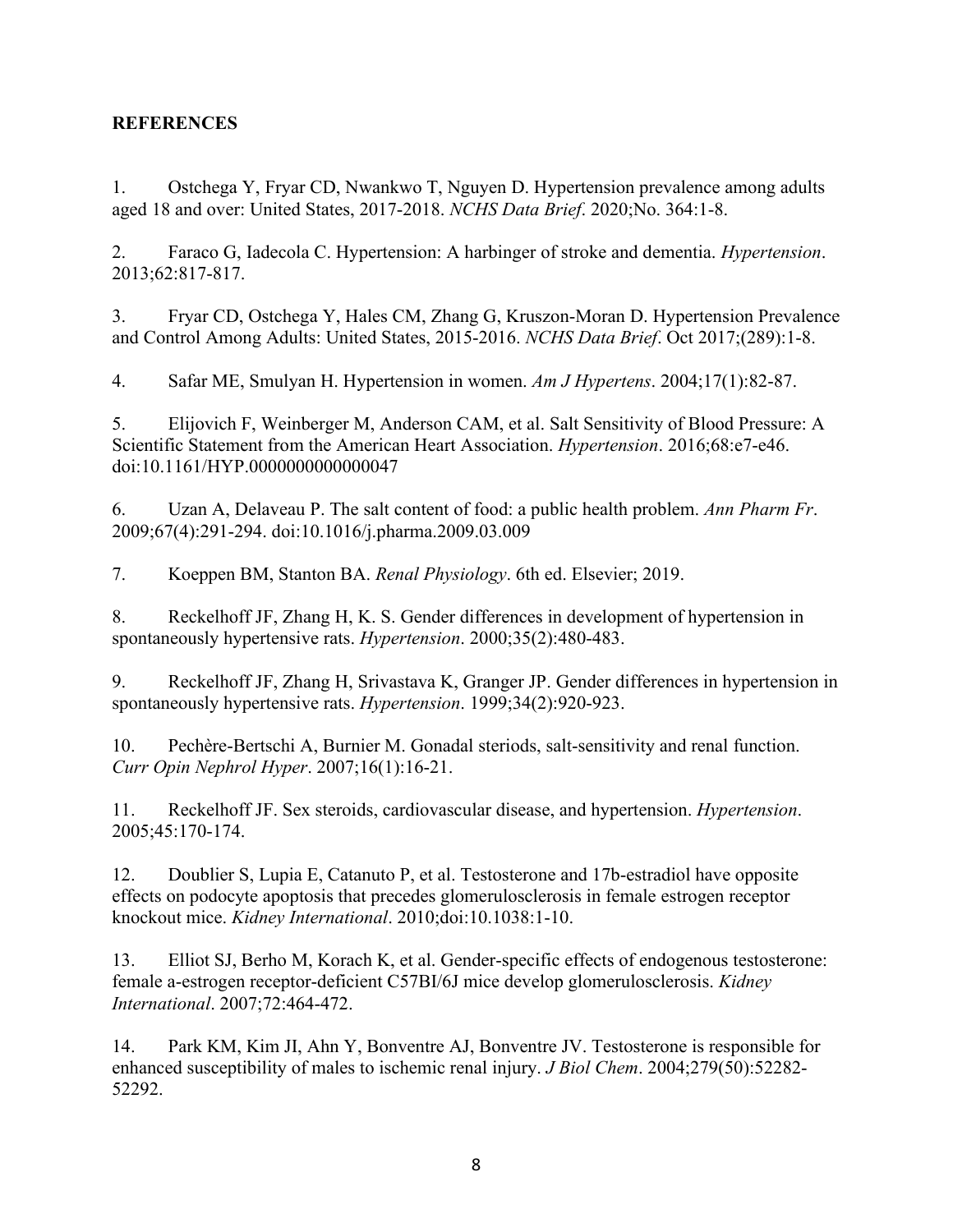**REFERENCES**

1. Ostchega Y, Fryar CD, Nwankwo T, Nguyen D. Hypertension prevalence among adults aged 18 and over: United States, 2017-2018. *NCHS Data Brief*. 2020;No. 364:1-8.

2. Faraco G, Iadecola C. Hypertension: A harbinger of stroke and dementia. *Hypertension*. 2013;62:817-817.

3. Fryar CD, Ostchega Y, Hales CM, Zhang G, Kruszon-Moran D. Hypertension Prevalence and Control Among Adults: United States, 2015-2016. *NCHS Data Brief*. Oct 2017;(289):1-8.

4. Safar ME, Smulyan H. Hypertension in women. *Am J Hypertens*. 2004;17(1):82-87.

5. Elijovich F, Weinberger M, Anderson CAM, et al. Salt Sensitivity of Blood Pressure: A Scientific Statement from the American Heart Association. *Hypertension*. 2016;68:e7-e46. doi:10.1161/HYP.0000000000000047

6. Uzan A, Delaveau P. The salt content of food: a public health problem. *Ann Pharm Fr*. 2009;67(4):291-294. doi:10.1016/j.pharma.2009.03.009

7. Koeppen BM, Stanton BA. *Renal Physiology*. 6th ed. Elsevier; 2019.

8. Reckelhoff JF, Zhang H, K. S. Gender differences in development of hypertension in spontaneously hypertensive rats. *Hypertension*. 2000;35(2):480-483.

9. Reckelhoff JF, Zhang H, Srivastava K, Granger JP. Gender differences in hypertension in spontaneously hypertensive rats. *Hypertension*. 1999;34(2):920-923.

10. Pechère-Bertschi A, Burnier M. Gonadal steriods, salt-sensitivity and renal function. *Curr Opin Nephrol Hyper*. 2007;16(1):16-21.

11. Reckelhoff JF. Sex steroids, cardiovascular disease, and hypertension. *Hypertension*. 2005;45:170-174.

12. Doublier S, Lupia E, Catanuto P, et al. Testosterone and 17b-estradiol have opposite effects on podocyte apoptosis that precedes glomerulosclerosis in female estrogen receptor knockout mice. *Kidney International*. 2010;doi:10.1038:1-10.

13. Elliot SJ, Berho M, Korach K, et al. Gender-specific effects of endogenous testosterone: female a-estrogen receptor-deficient C57Bl/6J mice develop glomerulosclerosis. *Kidney International*. 2007;72:464-472.

14. Park KM, Kim JI, Ahn Y, Bonventre AJ, Bonventre JV. Testosterone is responsible for enhanced susceptibility of males to ischemic renal injury. *J Biol Chem*. 2004;279(50):52282-52292.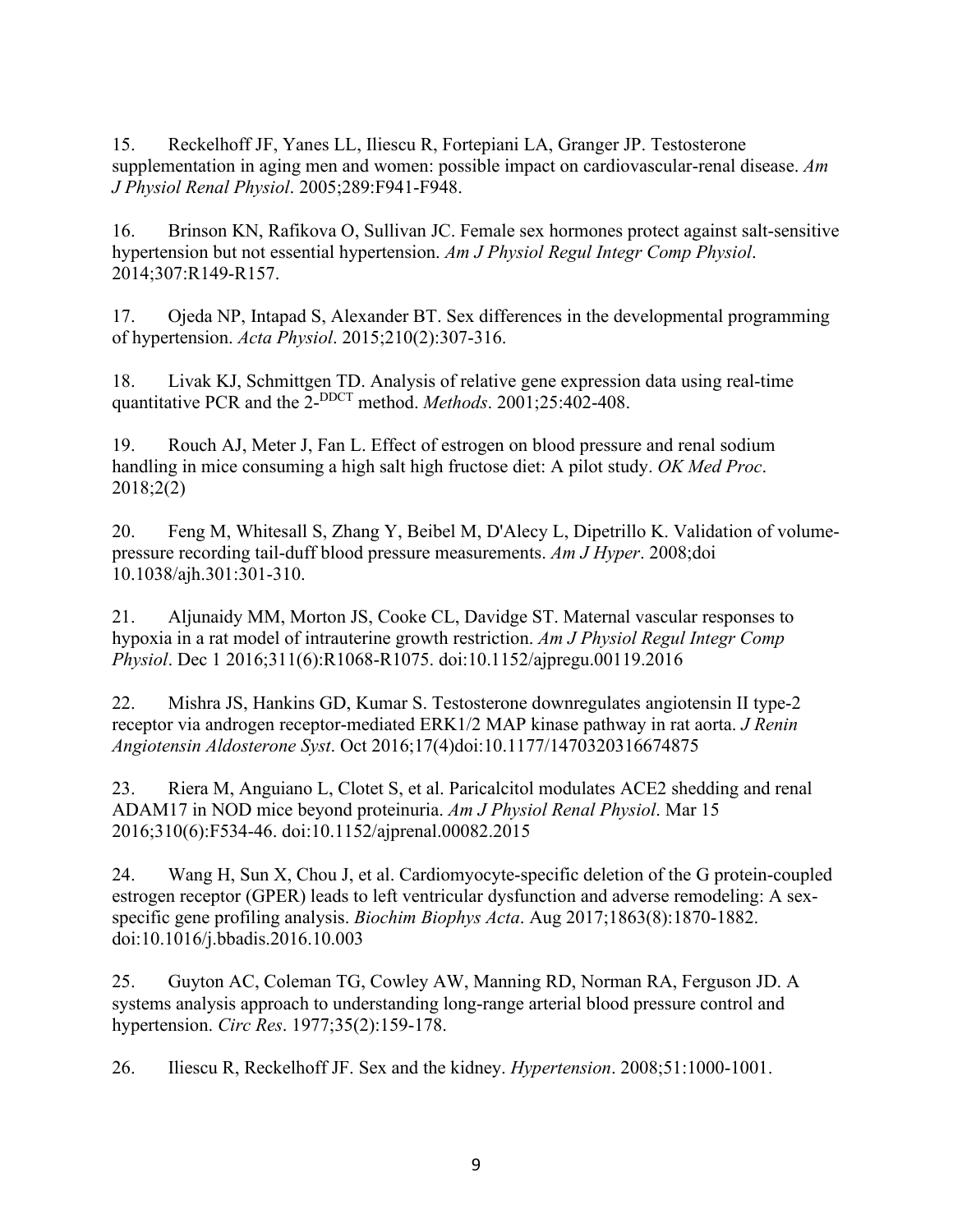15. Reckelhoff JF, Yanes LL, Iliescu R, Fortepiani LA, Granger JP. Testosterone supplementation in aging men and women: possible impact on cardiovascular-renal disease. *Am J Physiol Renal Physiol*. 2005;289:F941-F948.

16. Brinson KN, Rafikova O, Sullivan JC. Female sex hormones protect against salt-sensitive hypertension but not essential hypertension. *Am J Physiol Regul Integr Comp Physiol*. 2014;307:R149-R157.

17. Ojeda NP, Intapad S, Alexander BT. Sex differences in the developmental programming of hypertension. *Acta Physiol*. 2015;210(2):307-316.

18. Livak KJ, Schmittgen TD. Analysis of relative gene expression data using real-time quantitative PCR and the $2^{-DDCT}$ method. *Methods*. 2001;25:402-408.

19. Rouch AJ, Meter J, Fan L. Effect of estrogen on blood pressure and renal sodium handling in mice consuming a high salt high fructose diet: A pilot study. *OK Med Proc*. 2018;2(2)

20. Feng M, Whitesall S, Zhang Y, Beibel M, D'Alecy L, Dipetrillo K. Validation of volume-pressure recording tail-duff blood pressure measurements. *Am J Hyper*. 2008;doi 10.1038/ajh.301:301-310.

21. Aljunaidy MM, Morton JS, Cooke CL, Davidge ST. Maternal vascular responses to hypoxia in a rat model of intrauterine growth restriction. *Am J Physiol Regul Integr Comp Physiol*. Dec 1 2016;311(6):R1068-R1075. doi:10.1152/ajpregu.00119.2016

22. Mishra JS, Hankins GD, Kumar S. Testosterone downregulates angiotensin II type-2 receptor via androgen receptor-mediated ERK1/2 MAP kinase pathway in rat aorta. *J Renin Angiotensin Aldosterone Syst*. Oct 2016;17(4)doi:10.1177/1470320316674875

23. Riera M, Anguiano L, Clotet S, et al. Paricalcitol modulates ACE2 shedding and renal ADAM17 in NOD mice beyond proteinuria. *Am J Physiol Renal Physiol*. Mar 15 2016;310(6):F534-46. doi:10.1152/ajprenal.00082.2015

24. Wang H, Sun X, Chou J, et al. Cardiomyocyte-specific deletion of the G protein-coupled estrogen receptor (GPER) leads to left ventricular dysfunction and adverse remodeling: A sex-specific gene profiling analysis. *Biochim Biophys Acta*. Aug 2017;1863(8):1870-1882. doi:10.1016/j.bbadis.2016.10.003

25. Guyton AC, Coleman TG, Cowley AW, Manning RD, Norman RA, Ferguson JD. A systems analysis approach to understanding long-range arterial blood pressure control and hypertension. *Circ Res*. 1977;35(2):159-178.

26. Iliescu R, Reckelhoff JF. Sex and the kidney. *Hypertension*. 2008;51:1000-1001.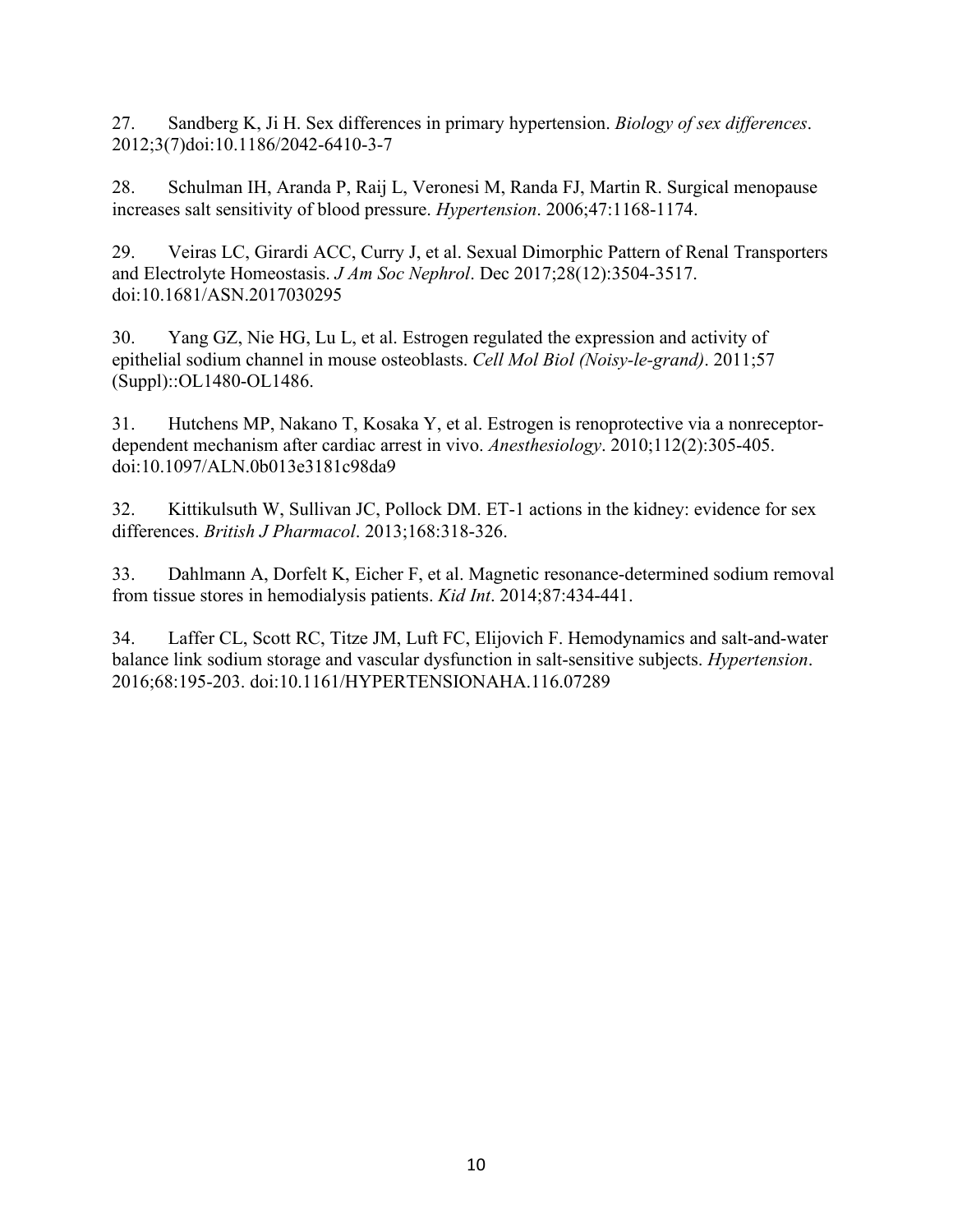27. Sandberg K, Ji H. Sex differences in primary hypertension. *Biology of sex differences*. 2012;3(7)doi:10.1186/2042-6410-3-7

28. Schulman IH, Aranda P, Raij L, Veronesi M, Randa FJ, Martin R. Surgical menopause increases salt sensitivity of blood pressure. *Hypertension*. 2006;47:1168-1174.

29. Veiras LC, Girardi ACC, Curry J, et al. Sexual Dimorphic Pattern of Renal Transporters and Electrolyte Homeostasis. *J Am Soc Nephrol*. Dec 2017;28(12):3504-3517. doi:10.1681/ASN.2017030295

30. Yang GZ, Nie HG, Lu L, et al. Estrogen regulated the expression and activity of epithelial sodium channel in mouse osteoblasts. *Cell Mol Biol (Noisy-le-grand)*. 2011;57 (Suppl)::OL1480-OL1486.

31. Hutchens MP, Nakano T, Kosaka Y, et al. Estrogen is renoprotective via a nonreceptor-dependent mechanism after cardiac arrest in vivo. *Anesthesiology*. 2010;112(2):305-405. doi:10.1097/ALN.0b013e3181c98da9

32. Kittikulsuth W, Sullivan JC, Pollock DM. ET-1 actions in the kidney: evidence for sex differences. *British J Pharmacol*. 2013;168:318-326.

33. Dahlmann A, Dorfelt K, Eicher F, et al. Magnetic resonance-determined sodium removal from tissue stores in hemodialysis patients. *Kid Int*. 2014;87:434-441.

34. Laffer CL, Scott RC, Titze JM, Luft FC, Elijovich F. Hemodynamics and salt-and-water balance link sodium storage and vascular dysfunction in salt-sensitive subjects. *Hypertension*. 2016;68:195-203. doi:10.1161/HYPERTENSIONAHA.116.07289